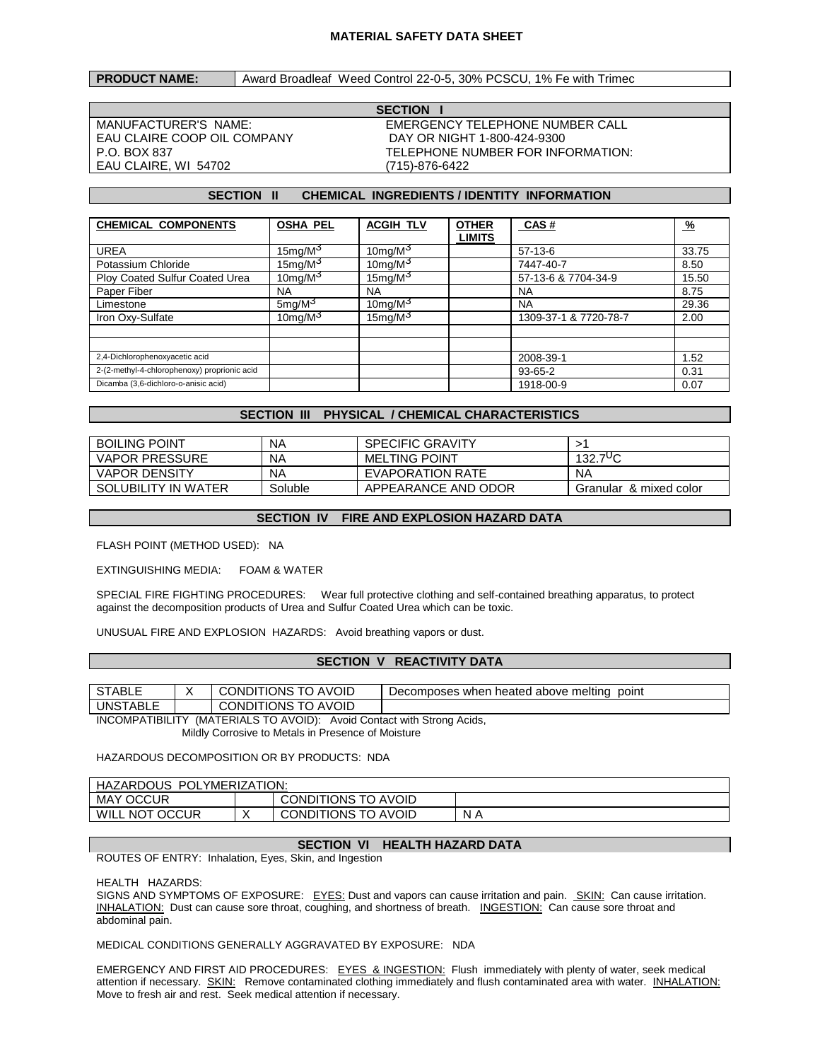# MATERIAL SAFETY DATA SHEET

| **PRODUCT NAME:** | Award Broadleaf Weed Control 22-0-5, 30% PCSCU, 1% Fe with Trimec |
|---|---|

## SECTION I

| | |
|---|---|
| MANUFACTURER'S NAME: | EMERGENCY TELEPHONE NUMBER CALL |
| EAU CLAIRE COOP OIL COMPANY | DAY OR NIGHT 1-800-424-9300 |
| P.O. BOX 837 | TELEPHONE NUMBER FOR INFORMATION: |
| EAU CLAIRE, WI 54702 | (715)-876-6422 |

## SECTION II CHEMICAL INGREDIENTS / IDENTITY INFORMATION

| CHEMICAL COMPONENTS | OSHA PEL | ACGIH TLV | OTHER LIMITS | CAS # | % |
|---|---|---|---|---|---|
| UREA | 15mg/M$^3$ | 10mg/M$^3$ | | 57-13-6 | 33.75 |
| Potassium Chloride | 15mg/M$^3$ | 10mg/M$^3$ | | 7447-40-7 | 8.50 |
| Ploy Coated Sulfur Coated Urea | 10mg/M$^3$ | 15mg/M$^3$ | | 57-13-6 & 7704-34-9 | 15.50 |
| Paper Fiber | NA | NA | | NA | 8.75 |
| Limestone | 5mg/M$^3$ | 10mg/M$^3$ | | NA | 29.36 |
| Iron Oxy-Sulfate | 10mg/M$^3$ | 15mg/M$^3$ | | 1309-37-1 & 7720-78-7 | 2.00 |
| | | | | | |
| | | | | | |
| 2,4-Dichlorophenoxyacetic acid | | | | 2008-39-1 | 1.52 |
| 2-(2-methyl-4-chlorophenoxy) proprionic acid | | | | 93-65-2 | 0.31 |
| Dicamba (3,6-dichloro-o-anisic acid) | | | | 1918-00-9 | 0.07 |

## SECTION III PHYSICAL / CHEMICAL CHARACTERISTICS

| | | | |
|---|---|---|---|
| BOILING POINT | NA | SPECIFIC GRAVITY | >1 |
| VAPOR PRESSURE | NA | MELTING POINT | 132.7$^0$C |
| VAPOR DENSITY | NA | EVAPORATION RATE | NA |
| SOLUBILITY IN WATER | Soluble | APPEARANCE AND ODOR | Granular & mixed color |

## SECTION IV FIRE AND EXPLOSION HAZARD DATA

FLASH POINT (METHOD USED): NA

EXTINGUISHING MEDIA: FOAM & WATER

SPECIAL FIRE FIGHTING PROCEDURES: Wear full protective clothing and self-contained breathing apparatus, to protect against the decomposition products of Urea and Sulfur Coated Urea which can be toxic.

UNUSUAL FIRE AND EXPLOSION HAZARDS: Avoid breathing vapors or dust.

## SECTION V REACTIVITY DATA

| | | | |
|---|---|---|---|
| STABLE | X | CONDITIONS TO AVOID | Decomposes when heated above melting point |
| UNSTABLE | | CONDITIONS TO AVOID | |

INCOMPATIBILITY (MATERIALS TO AVOID): Avoid Contact with Strong Acids, Mildly Corrosive to Metals in Presence of Moisture

HAZARDOUS DECOMPOSITION OR BY PRODUCTS: NDA

| HAZARDOUS POLYMERIZATION: | | | |
|---|---|---|---|
| MAY OCCUR | | CONDITIONS TO AVOID | |
| WILL NOT OCCUR | X | CONDITIONS TO AVOID | N A |

## SECTION VI HEALTH HAZARD DATA

ROUTES OF ENTRY: Inhalation, Eyes, Skin, and Ingestion

HEALTH HAZARDS:
SIGNS AND SYMPTOMS OF EXPOSURE: EYES: Dust and vapors can cause irritation and pain. SKIN: Can cause irritation. INHALATION: Dust can cause sore throat, coughing, and shortness of breath. INGESTION: Can cause sore throat and abdominal pain.

MEDICAL CONDITIONS GENERALLY AGGRAVATED BY EXPOSURE: NDA

EMERGENCY AND FIRST AID PROCEDURES: EYES & INGESTION: Flush immediately with plenty of water, seek medical attention if necessary. SKIN: Remove contaminated clothing immediately and flush contaminated area with water. INHALATION: Move to fresh air and rest. Seek medical attention if necessary.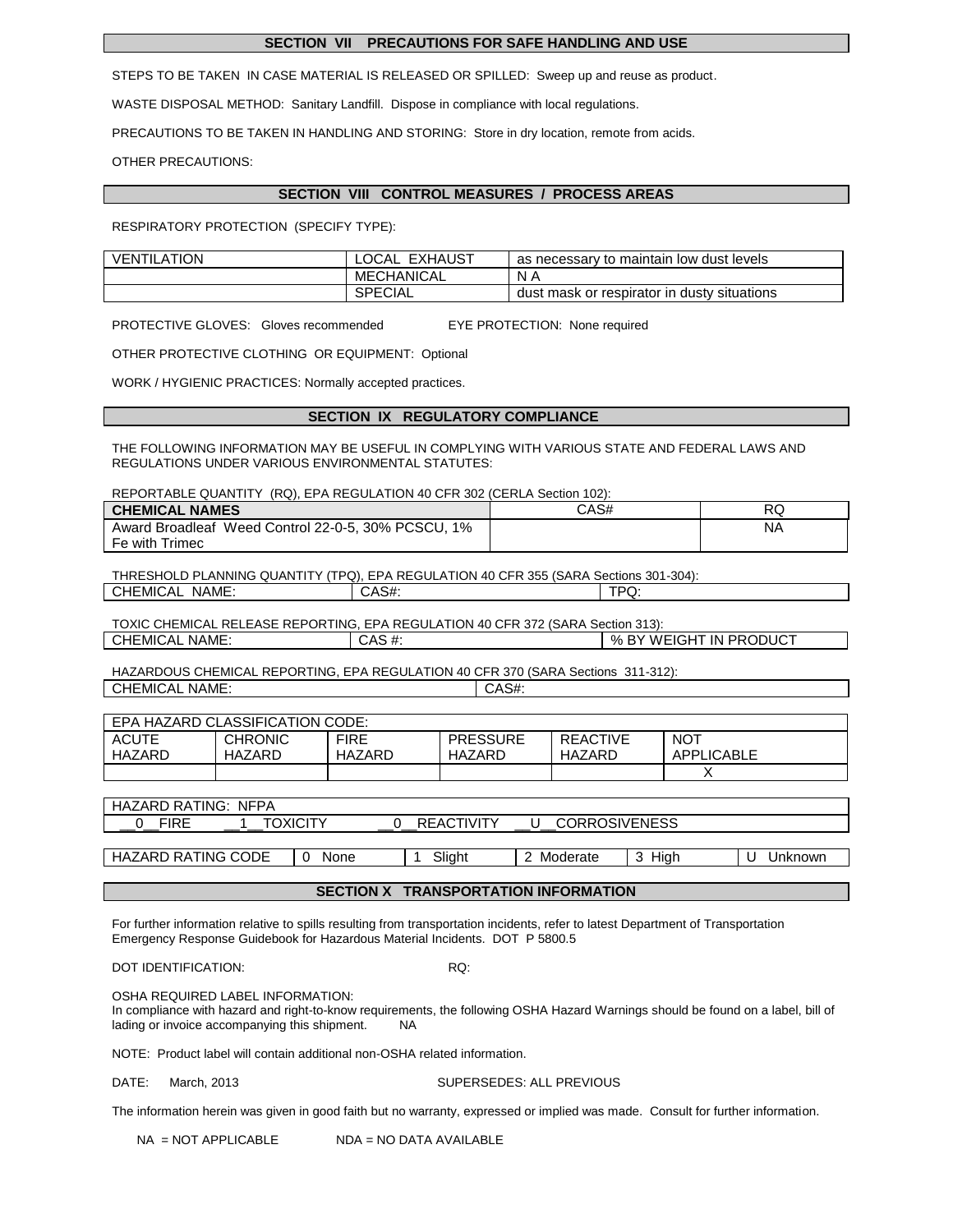## SECTION VII PRECAUTIONS FOR SAFE HANDLING AND USE

STEPS TO BE TAKEN IN CASE MATERIAL IS RELEASED OR SPILLED: Sweep up and reuse as product.

WASTE DISPOSAL METHOD: Sanitary Landfill. Dispose in compliance with local regulations.

PRECAUTIONS TO BE TAKEN IN HANDLING AND STORING: Store in dry location, remote from acids.

OTHER PRECAUTIONS:

## SECTION VIII CONTROL MEASURES / PROCESS AREAS

RESPIRATORY PROTECTION (SPECIFY TYPE):

| | | |
|---|---|---|
| VENTILATION | LOCAL EXHAUST | as necessary to maintain low dust levels |
| | MECHANICAL | N A |
| | SPECIAL | dust mask or respirator in dusty situations |

PROTECTIVE GLOVES: Gloves recommended EYE PROTECTION: None required

OTHER PROTECTIVE CLOTHING OR EQUIPMENT: Optional

WORK / HYGIENIC PRACTICES: Normally accepted practices.

## SECTION IX REGULATORY COMPLIANCE

THE FOLLOWING INFORMATION MAY BE USEFUL IN COMPLYING WITH VARIOUS STATE AND FEDERAL LAWS AND REGULATIONS UNDER VARIOUS ENVIRONMENTAL STATUTES:

REPORTABLE QUANTITY (RQ), EPA REGULATION 40 CFR 302 (CERLA Section 102):

| CHEMICAL NAMES | CAS# | RQ |
|---|---|---|
| Award Broadleaf Weed Control 22-0-5, 30% PCSCU, 1% Fe with Trimec | | NA |

THRESHOLD PLANNING QUANTITY (TPQ), EPA REGULATION 40 CFR 355 (SARA Sections 301-304):

| CHEMICAL NAME: | CAS#: | TPQ: |
|---|---|---|

TOXIC CHEMICAL RELEASE REPORTING, EPA REGULATION 40 CFR 372 (SARA Section 313):

| CHEMICAL NAME: | CAS #: | % BY WEIGHT IN PRODUCT |
|---|---|---|

HAZARDOUS CHEMICAL REPORTING, EPA REGULATION 40 CFR 370 (SARA Sections 311-312):

| CHEMICAL NAME: | CAS#: |
|---|---|

| EPA HAZARD CLASSIFICATION CODE: | | | | | |
|---|---|---|---|---|---|
| ACUTE HAZARD | CHRONIC HAZARD | FIRE HAZARD | PRESSURE HAZARD | REACTIVE HAZARD | NOT APPLICABLE |
| | | | | | X |

HAZARD RATING: NFPA

__0__FIRE __1__TOXICITY __0__REACTIVITY __U__CORROSIVENESS

| HAZARD RATING CODE | 0 None | 1 Slight | 2 Moderate | 3 High | U Unknown |
|---|---|---|---|---|---|

## SECTION X TRANSPORTATION INFORMATION

For further information relative to spills resulting from transportation incidents, refer to latest Department of Transportation Emergency Response Guidebook for Hazardous Material Incidents. DOT P 5800.5

DOT IDENTIFICATION: RQ:

OSHA REQUIRED LABEL INFORMATION:
In compliance with hazard and right-to-know requirements, the following OSHA Hazard Warnings should be found on a label, bill of lading or invoice accompanying this shipment. NA

NOTE: Product label will contain additional non-OSHA related information.

DATE: March, 2013 SUPERSEDES: ALL PREVIOUS

The information herein was given in good faith but no warranty, expressed or implied was made. Consult for further information.

NA = NOT APPLICABLE NDA = NO DATA AVAILABLE